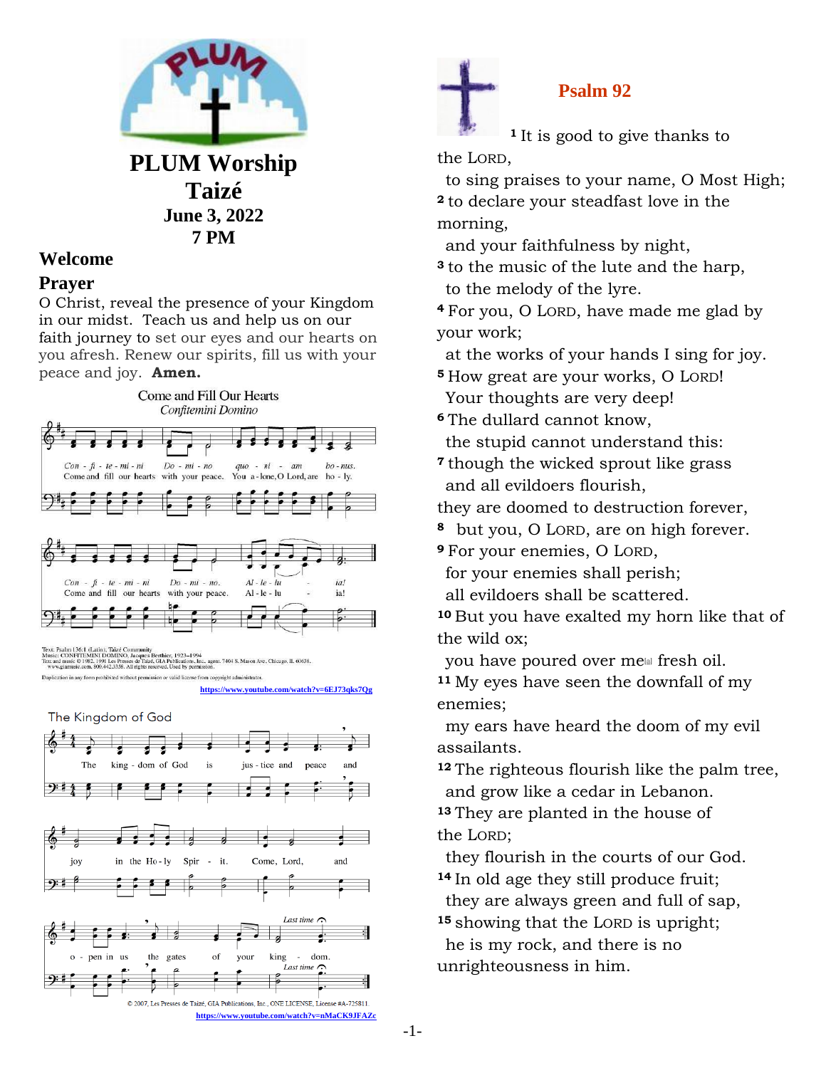# PLUM Worship
## Taizé
### June 3, 2022
### 7 PM

## Welcome

## Prayer

O Christ, reveal the presence of your Kingdom in our midst. Teach us and help us on our faith journey to set our eyes and our hearts on you afresh. Renew our spirits, fill us with your peace and joy. **Amen.**

Come and Fill Our Hearts
*Confitemini Domino*

Con - fi - te - mi - ni Do - mi - no quo - ni - am bo - nus.
Come and fill our hearts with your peace. You a - lone, O Lord, are ho - ly.

Con - fi - te - mi - ni Do - mi - no. Al - le - lu - ia!
Come and fill our hearts with your peace. Al - le - lu - ia!

Text: Psalm 136:1 (Latin); Taizé Community
Music: CONFITEMINI DOMINO, Jacques Berthier, 1923–1994
Text and music © 1982, 1991 Les Presses de Taizé, GIA Publications, Inc., agent. 7404 S. Mason Ave., Chicago, IL 60638. www.giamusic.com. 800.442.3358. All rights reserved. Used by permission.

Duplication in any form prohibited without permission or valid license from copyright administrator.

https://www.youtube.com/watch?v=6EJ73qks7Qg

The Kingdom of God

The king - dom of God is jus - tice and peace and joy in the Ho - ly Spir - it. Come, Lord, and o - pen in us the gates of your king - dom.

© 2007, Les Presses de Taizé, GIA Publications, Inc., ONE LICENSE, License #A-725811.

https://www.youtube.com/watch?v=nMaCK9JFAZc

## Psalm 92

[1] It is good to give thanks to the LORD,
to sing praises to your name, O Most High;
[2] to declare your steadfast love in the morning,
and your faithfulness by night,
[3] to the music of the lute and the harp,
to the melody of the lyre.
[4] For you, O LORD, have made me glad by your work;
at the works of your hands I sing for joy.
[5] How great are your works, O LORD!
Your thoughts are very deep!
[6] The dullard cannot know,
the stupid cannot understand this:
[7] though the wicked sprout like grass
and all evildoers flourish,
they are doomed to destruction forever,
[8] but you, O LORD, are on high forever.
[9] For your enemies, O LORD,
for your enemies shall perish;
all evildoers shall be scattered.
[10] But you have exalted my horn like that of the wild ox;
you have poured over me[a] fresh oil.
[11] My eyes have seen the downfall of my enemies;
my ears have heard the doom of my evil assailants.
[12] The righteous flourish like the palm tree,
and grow like a cedar in Lebanon.
[13] They are planted in the house of the LORD;
they flourish in the courts of our God.
[14] In old age they still produce fruit;
they are always green and full of sap,
[15] showing that the LORD is upright;
he is my rock, and there is no unrighteousness in him.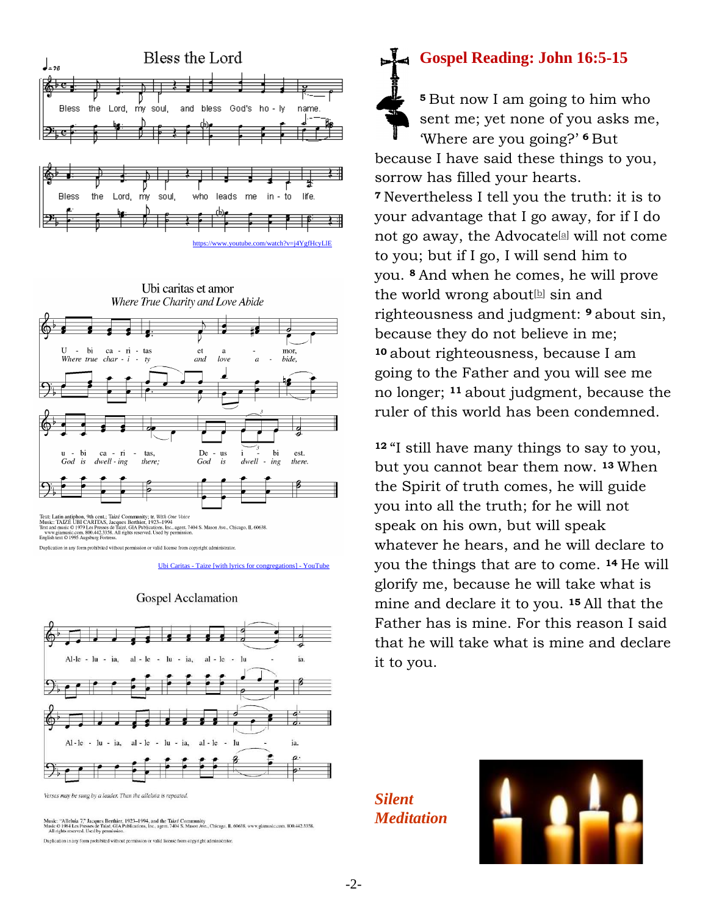## Bless the Lord

Bless the Lord, my soul, and bless God's holy name.
Bless the Lord, my soul, who leads me into life.

https://www.youtube.com/watch?v=j4YgfHcyLlE

## Ubi caritas et amor

*Where True Charity and Love Abide*

Ubi caritas et amor, ubi caritas, Deus ibi est.
*Where true charity and love abide, God is dwelling there; God is dwelling there.*

Text: Latin antiphon, 9th cent.; Taizé Community; tr. *With One Voice*
Music: TAIZÉ UBI CARITAS, Jacques Berthier, 1923–1994
Text and music © 1979 Les Presses de Taizé, GIA Publications, Inc., agent. 7404 S. Mason Ave., Chicago, IL 60638. www.giamusic.com. 800.442.3358. All rights reserved. Used by permission.
English text © 1995 Augsburg Fortress.

Duplication in any form prohibited without permission or valid license from copyright administrator.

Ubi Caritas - Taize [with lyrics for congregations] - YouTube

## Gospel Acclamation

Alleluia, alleluia, alleluia.
Alleluia, alleluia, alleluia.

*Verses may be sung by a leader. Then the alleluia is repeated.*

Music: "Alleluia 7," Jacques Berthier, 1923–1994, and the Taizé Community
Music © 1984 Les Presses de Taizé, GIA Publications, Inc., agent. 7404 S. Mason Ave., Chicago, IL 60638. www.giamusic.com. 800.442.3358. All rights reserved. Used by permission.

Duplication in any form prohibited without permission or valid license from copyright administrator.

## Gospel Reading: John 16:5-15

5 But now I am going to him who sent me; yet none of you asks me, 'Where are you going?' 6 But because I have said these things to you, sorrow has filled your hearts. 7 Nevertheless I tell you the truth: it is to your advantage that I go away, for if I do not go away, the Advocate[a] will not come to you; but if I go, I will send him to you. 8 And when he comes, he will prove the world wrong about[b] sin and righteousness and judgment: 9 about sin, because they do not believe in me; 10 about righteousness, because I am going to the Father and you will see me no longer; 11 about judgment, because the ruler of this world has been condemned.

12 "I still have many things to say to you, but you cannot bear them now. 13 When the Spirit of truth comes, he will guide you into all the truth; for he will not speak on his own, but will speak whatever he hears, and he will declare to you the things that are to come. 14 He will glorify me, because he will take what is mine and declare it to you. 15 All that the Father has is mine. For this reason I said that he will take what is mine and declare it to you.

***Silent Meditation***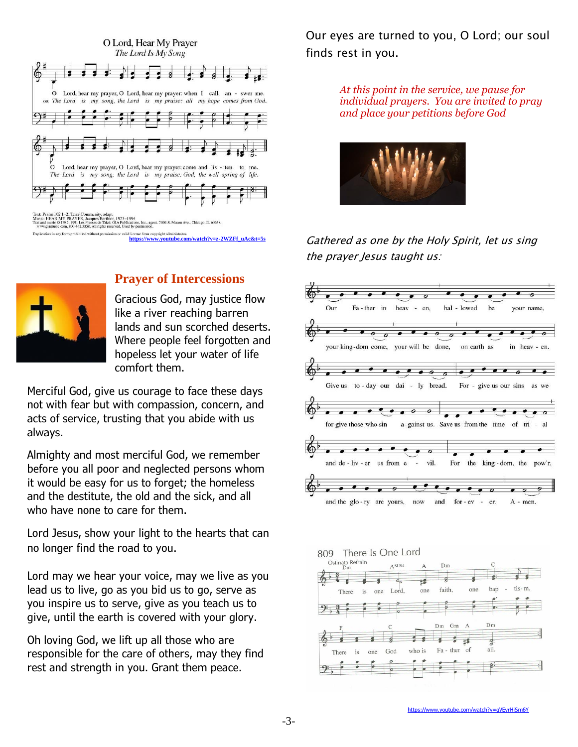O Lord, Hear My Prayer
*The Lord Is My Song*

O Lord, hear my prayer, O Lord, hear my prayer: when I call, an - swer me.
OR *The Lord is my song, the Lord is my praise: all my hope comes from God.*

O Lord, hear my prayer, O Lord, hear my prayer: come and lis - ten to me.
*The Lord is my song, the Lord is my praise: God, the well-spring of life.*

Text: Psalm 102:1–2; Taizé Community, adapt.
Music: HEAR MY PRAYER, Jacques Berthier, 1923–1994
Text and music © 1982, 1991 Les Presses de Taizé, GIA Publications, Inc., agent. 7404 S. Mason Ave., Chicago, IL 60638. www.giamusic.com. 800.442.3358. All rights reserved. Used by permission.
Duplication in any form prohibited without permission or valid license from copyright administrator.

https://www.youtube.com/watch?v=z-2WZFf_uAc&t=5s

## Prayer of Intercessions

Gracious God, may justice flow like a river reaching barren lands and sun scorched deserts. Where people feel forgotten and hopeless let your water of life comfort them.

Merciful God, give us courage to face these days not with fear but with compassion, concern, and acts of service, trusting that you abide with us always.

Almighty and most merciful God, we remember before you all poor and neglected persons whom it would be easy for us to forget; the homeless and the destitute, the old and the sick, and all who have none to care for them.

Lord Jesus, show your light to the hearts that can no longer find the road to you.

Lord may we hear your voice, may we live as you lead us to live, go as you bid us to go, serve as you inspire us to serve, give as you teach us to give, until the earth is covered with your glory.

Oh loving God, we lift up all those who are responsible for the care of others, may they find rest and strength in you. Grant them peace.

Our eyes are turned to you, O Lord; our soul finds rest in you.

*At this point in the service, we pause for individual prayers. You are invited to pray and place your petitions before God*

*Gathered as one by the Holy Spirit, let us sing the prayer Jesus taught us:*

Our Fa - ther in heav - en, hal - lowed be your name,
your king-dom come, your will be done, on earth as in heav - en.
Give us to - day our dai - ly bread. For - give us our sins as we
for-give those who sin a-gainst us. Save us from the time of tri - al
and de - liv - er us from e - vil. For the king - dom, the pow'r,
and the glo - ry are yours, now and for - ev - er. A - men.

809 There Is One Lord
Ostinato Refrain

There is one Lord, one faith, one bap - tis-m,
There is one God who is Fa - ther of all.

https://www.youtube.com/watch?v=gVEyrHiSm6Y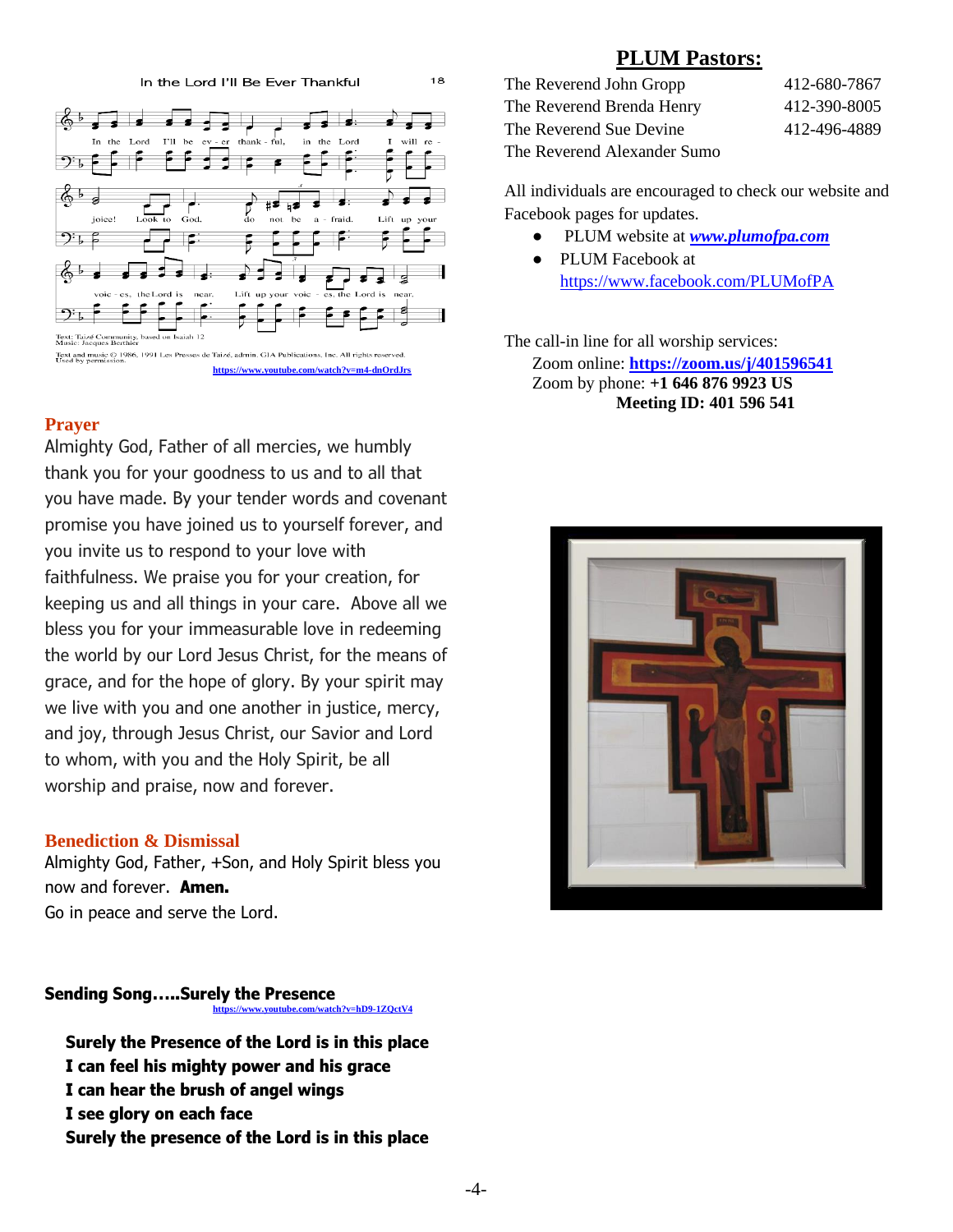In the Lord I'll Be Ever Thankful

In the Lord I'll be ever thankful, in the Lord I will rejoice! Look to God, do not be afraid. Lift up your voices, the Lord is near. Lift up your voices, the Lord is near.

Text: Taizé Community, based on Isaiah 12
Music: Jacques Berthier
Text and music © 1986, 1991 Les Presses de Taizé, admin. GIA Publications, Inc. All rights reserved.
Used by permission.

https://www.youtube.com/watch?v=m4-dnOrdJrs

## Prayer

Almighty God, Father of all mercies, we humbly thank you for your goodness to us and to all that you have made. By your tender words and covenant promise you have joined us to yourself forever, and you invite us to respond to your love with faithfulness. We praise you for your creation, for keeping us and all things in your care. Above all we bless you for your immeasurable love in redeeming the world by our Lord Jesus Christ, for the means of grace, and for the hope of glory. By your spirit may we live with you and one another in justice, mercy, and joy, through Jesus Christ, our Savior and Lord to whom, with you and the Holy Spirit, be all worship and praise, now and forever.

## Benediction & Dismissal

Almighty God, Father, +Son, and Holy Spirit bless you now and forever. **Amen.**

Go in peace and serve the Lord.

**Sending Song…..Surely the Presence**

https://www.youtube.com/watch?v=hD9-1ZQctV4

**Surely the Presence of the Lord is in this place**
**I can feel his mighty power and his grace**
**I can hear the brush of angel wings**
**I see glory on each face**
**Surely the presence of the Lord is in this place**

## PLUM Pastors:

| | |
|---|---|
| The Reverend John Gropp | 412-680-7867 |
| The Reverend Brenda Henry | 412-390-8005 |
| The Reverend Sue Devine | 412-496-4889 |
| The Reverend Alexander Sumo | |

All individuals are encouraged to check our website and Facebook pages for updates.

- PLUM website at ***www.plumofpa.com***
- PLUM Facebook at https://www.facebook.com/PLUMofPA

The call-in line for all worship services:

Zoom online: **https://zoom.us/j/401596541**
Zoom by phone: **+1 646 876 9923 US**
**Meeting ID: 401 596 541**